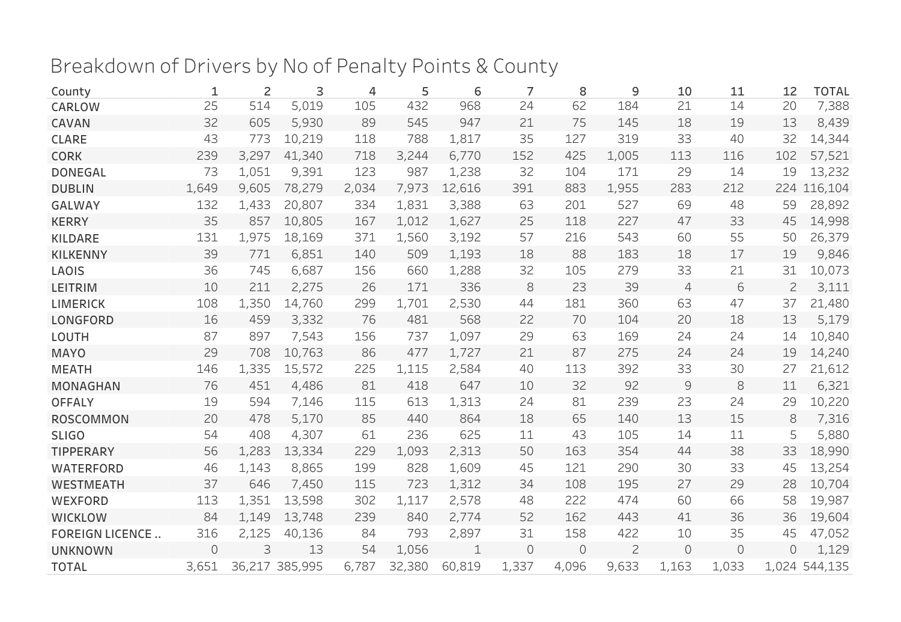# Breakdown of Drivers by No of Penalty Points & County

| County | 1 | 2 | 3 | 4 | 5 | 6 | 7 | 8 | 9 | 10 | 11 | 12 | TOTAL |
|---|---|---|---|---|---|---|---|---|---|---|---|---|---|
| CARLOW | 25 | 514 | 5,019 | 105 | 432 | 968 | 24 | 62 | 184 | 21 | 14 | 20 | 7,388 |
| CAVAN | 32 | 605 | 5,930 | 89 | 545 | 947 | 21 | 75 | 145 | 18 | 19 | 13 | 8,439 |
| CLARE | 43 | 773 | 10,219 | 118 | 788 | 1,817 | 35 | 127 | 319 | 33 | 40 | 32 | 14,344 |
| CORK | 239 | 3,297 | 41,340 | 718 | 3,244 | 6,770 | 152 | 425 | 1,005 | 113 | 116 | 102 | 57,521 |
| DONEGAL | 73 | 1,051 | 9,391 | 123 | 987 | 1,238 | 32 | 104 | 171 | 29 | 14 | 19 | 13,232 |
| DUBLIN | 1,649 | 9,605 | 78,279 | 2,034 | 7,973 | 12,616 | 391 | 883 | 1,955 | 283 | 212 | 224 | 116,104 |
| GALWAY | 132 | 1,433 | 20,807 | 334 | 1,831 | 3,388 | 63 | 201 | 527 | 69 | 48 | 59 | 28,892 |
| KERRY | 35 | 857 | 10,805 | 167 | 1,012 | 1,627 | 25 | 118 | 227 | 47 | 33 | 45 | 14,998 |
| KILDARE | 131 | 1,975 | 18,169 | 371 | 1,560 | 3,192 | 57 | 216 | 543 | 60 | 55 | 50 | 26,379 |
| KILKENNY | 39 | 771 | 6,851 | 140 | 509 | 1,193 | 18 | 88 | 183 | 18 | 17 | 19 | 9,846 |
| LAOIS | 36 | 745 | 6,687 | 156 | 660 | 1,288 | 32 | 105 | 279 | 33 | 21 | 31 | 10,073 |
| LEITRIM | 10 | 211 | 2,275 | 26 | 171 | 336 | 8 | 23 | 39 | 4 | 6 | 2 | 3,111 |
| LIMERICK | 108 | 1,350 | 14,760 | 299 | 1,701 | 2,530 | 44 | 181 | 360 | 63 | 47 | 37 | 21,480 |
| LONGFORD | 16 | 459 | 3,332 | 76 | 481 | 568 | 22 | 70 | 104 | 20 | 18 | 13 | 5,179 |
| LOUTH | 87 | 897 | 7,543 | 156 | 737 | 1,097 | 29 | 63 | 169 | 24 | 24 | 14 | 10,840 |
| MAYO | 29 | 708 | 10,763 | 86 | 477 | 1,727 | 21 | 87 | 275 | 24 | 24 | 19 | 14,240 |
| MEATH | 146 | 1,335 | 15,572 | 225 | 1,115 | 2,584 | 40 | 113 | 392 | 33 | 30 | 27 | 21,612 |
| MONAGHAN | 76 | 451 | 4,486 | 81 | 418 | 647 | 10 | 32 | 92 | 9 | 8 | 11 | 6,321 |
| OFFALY | 19 | 594 | 7,146 | 115 | 613 | 1,313 | 24 | 81 | 239 | 23 | 24 | 29 | 10,220 |
| ROSCOMMON | 20 | 478 | 5,170 | 85 | 440 | 864 | 18 | 65 | 140 | 13 | 15 | 8 | 7,316 |
| SLIGO | 54 | 408 | 4,307 | 61 | 236 | 625 | 11 | 43 | 105 | 14 | 11 | 5 | 5,880 |
| TIPPERARY | 56 | 1,283 | 13,334 | 229 | 1,093 | 2,313 | 50 | 163 | 354 | 44 | 38 | 33 | 18,990 |
| WATERFORD | 46 | 1,143 | 8,865 | 199 | 828 | 1,609 | 45 | 121 | 290 | 30 | 33 | 45 | 13,254 |
| WESTMEATH | 37 | 646 | 7,450 | 115 | 723 | 1,312 | 34 | 108 | 195 | 27 | 29 | 28 | 10,704 |
| WEXFORD | 113 | 1,351 | 13,598 | 302 | 1,117 | 2,578 | 48 | 222 | 474 | 60 | 66 | 58 | 19,987 |
| WICKLOW | 84 | 1,149 | 13,748 | 239 | 840 | 2,774 | 52 | 162 | 443 | 41 | 36 | 36 | 19,604 |
| FOREIGN LICENCE .. | 316 | 2,125 | 40,136 | 84 | 793 | 2,897 | 31 | 158 | 422 | 10 | 35 | 45 | 47,052 |
| UNKNOWN | 0 | 3 | 13 | 54 | 1,056 | 1 | 0 | 0 | 2 | 0 | 0 | 0 | 1,129 |
| TOTAL | 3,651 | 36,217 | 385,995 | 6,787 | 32,380 | 60,819 | 1,337 | 4,096 | 9,633 | 1,163 | 1,033 | 1,024 | 544,135 |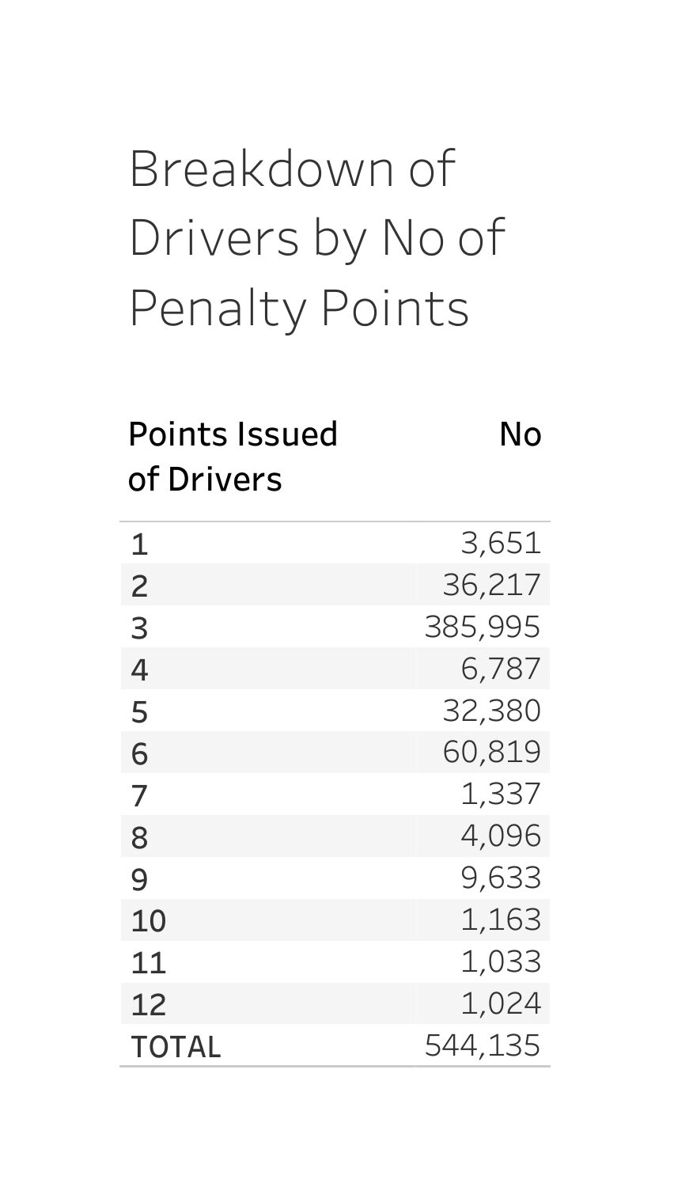# Breakdown of Drivers by No of Penalty Points

| Points Issued of Drivers | No |
|---|---|
| 1 | 3,651 |
| 2 | 36,217 |
| 3 | 385,995 |
| 4 | 6,787 |
| 5 | 32,380 |
| 6 | 60,819 |
| 7 | 1,337 |
| 8 | 4,096 |
| 9 | 9,633 |
| 10 | 1,163 |
| 11 | 1,033 |
| 12 | 1,024 |
| TOTAL | 544,135 |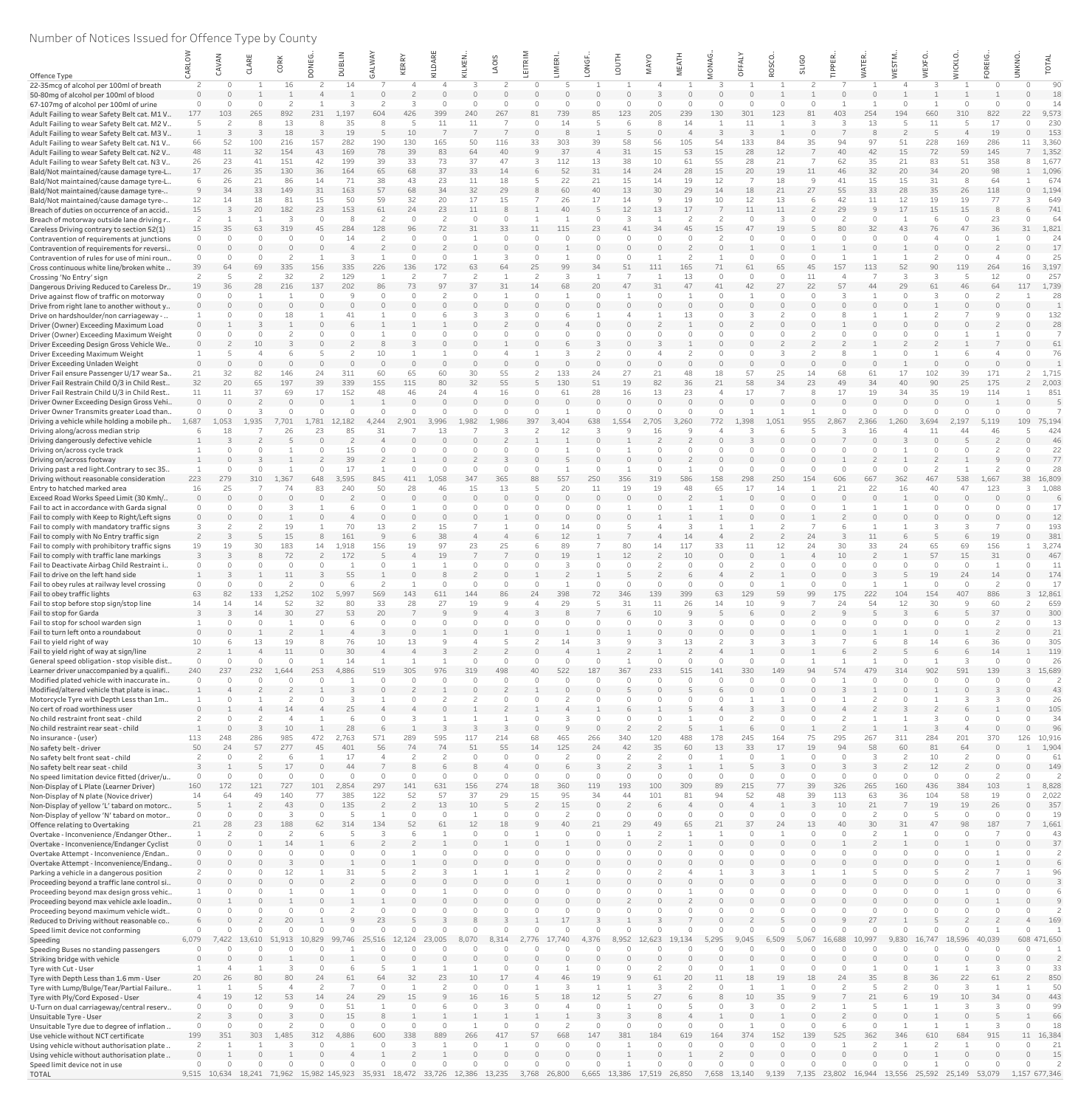Number of Notices Issued for Offence Type by County

| Offence Type | CARLOW | CAVAN | CLARE | CORK | DONEG.. | DUBLIN | GALWAY | KERRY | KILDARE | KILKEN.. | LAOIS | LEITRIM | LIMERI.. | LONGF.. | LOUTH | MAYO | MEATH | MONAG.. | OFFALY | ROSCO.. | SLIGO | TIPPER.. | WATER.. | WESTM.. | WEXFO.. | WICKLO.. | FOREIG.. | UNKNO.. | TOTAL |
|---|---|---|---|---|---|---|---|---|---|---|---|---|---|---|---|---|---|---|---|---|---|---|---|---|---|---|---|---|---|
| 22-35mcg of alcohol per 100ml of breath | 2 | 0 | 1 | 16 | 2 | 14 | 7 | 4 | 4 | 3 | 2 | 0 | 5 | 1 | 1 | 4 | 1 | 3 | 1 | 1 | 2 | 7 | 1 | 4 | 3 | 1 | 0 | 0 | 90 |
| 50-80mg of alcohol per 100ml of blood | 0 | 0 | 1 | 1 | 4 | 1 | 0 | 2 | 0 | 0 | 0 | 0 | 0 | 0 | 0 | 3 | 0 | 0 | 0 | 1 | 1 | 0 | 0 | 1 | 1 | 1 | 1 | 0 | 18 |
| 67-107mg of alcohol per 100ml of urine | 1 | 0 | 0 | 2 | 1 | 3 | 2 | 3 | 0 | 0 | 0 | 0 | 0 | 0 | 0 | 0 | 0 | 0 | 0 | 0 | 0 | 1 | 1 | 0 | 1 | 0 | 0 | 0 | 14 |
| Adult Failing to wear Safety Belt cat. M1 V.. | 177 | 103 | 265 | 892 | 231 | 1,197 | 604 | 426 | 399 | 240 | 267 | 81 | 739 | 85 | 123 | 205 | 239 | 130 | 301 | 123 | 81 | 403 | 254 | 194 | 660 | 310 | 822 | 22 | 9,573 |
| Adult Failing to wear Safety Belt cat. M2 V.. | 5 | 2 | 8 | 13 | 8 | 35 | 8 | 5 | 11 | 11 | 7 | 0 | 14 | 5 | 6 | 8 | 14 | 1 | 11 | 1 | 3 | 3 | 13 | 5 | 11 | 5 | 17 | 0 | 230 |
| Adult Failing to wear Safety Belt cat. M3 V.. | 1 | 3 | 3 | 18 | 3 | 19 | 5 | 10 | 7 | 7 | 7 | 0 | 8 | 1 | 5 | 0 | 4 | 3 | 3 | 1 | 0 | 7 | 8 | 2 | 5 | 4 | 19 | 0 | 153 |
| Adult Failing to wear Safety Belt cat. N1 V.. | 66 | 52 | 100 | 216 | 157 | 282 | 190 | 130 | 165 | 50 | 116 | 33 | 303 | 39 | 58 | 56 | 105 | 54 | 133 | 84 | 35 | 94 | 97 | 51 | 228 | 169 | 286 | 11 | 3,360 |
| Adult Failing to wear Safety Belt cat. N2 V.. | 48 | 11 | 32 | 154 | 43 | 169 | 78 | 39 | 83 | 64 | 40 | 9 | 37 | 4 | 31 | 15 | 53 | 15 | 28 | 12 | 7 | 40 | 42 | 15 | 72 | 59 | 145 | 7 | 1,352 |
| Adult Failing to wear Safety Belt cat. N3 V.. | 26 | 23 | 41 | 151 | 42 | 199 | 39 | 33 | 73 | 37 | 47 | 3 | 112 | 13 | 38 | 10 | 61 | 55 | 28 | 21 | 7 | 62 | 35 | 21 | 83 | 51 | 358 | 8 | 1,677 |
| Bald/Not maintained/cause damage tyre-L.. | 17 | 26 | 35 | 130 | 36 | 164 | 65 | 68 | 37 | 33 | 14 | 6 | 52 | 31 | 14 | 24 | 28 | 15 | 20 | 19 | 11 | 46 | 32 | 20 | 34 | 20 | 98 | 1 | 1,096 |
| Bald/Not maintained/cause damage tyre-L.. | 6 | 26 | 21 | 86 | 14 | 71 | 38 | 43 | 23 | 11 | 18 | 5 | 22 | 21 | 15 | 14 | 19 | 12 | 7 | 18 | 9 | 41 | 15 | 15 | 31 | 8 | 64 | 1 | 674 |
| Bald/Not maintained/cause damage tyre-.. | 9 | 34 | 33 | 149 | 31 | 163 | 57 | 68 | 34 | 32 | 29 | 8 | 60 | 40 | 13 | 30 | 29 | 14 | 18 | 21 | 27 | 55 | 33 | 28 | 35 | 26 | 118 | 0 | 1,194 |
| Bald/Not maintained/cause damage tyre-.. | 12 | 14 | 18 | 81 | 15 | 50 | 59 | 32 | 20 | 17 | 15 | 7 | 26 | 17 | 14 | 9 | 19 | 10 | 12 | 13 | 6 | 42 | 11 | 12 | 19 | 19 | 77 | 3 | 649 |
| Breach of duties on occurrence of an accid.. | 15 | 3 | 20 | 182 | 23 | 153 | 61 | 24 | 23 | 11 | 8 | 1 | 40 | 5 | 12 | 13 | 17 | 7 | 11 | 11 | 2 | 29 | 9 | 17 | 15 | 15 | 8 | 6 | 741 |
| Breach of motorway outside lane driving r.. | 2 | 1 | 1 | 3 | 0 | 8 | 2 | 0 | 2 | 0 | 0 | 1 | 1 | 0 | 3 | 1 | 2 | 2 | 0 | 3 | 0 | 2 | 0 | 1 | 6 | 0 | 23 | 0 | 64 |
| Careless Driving contrary to section 52(1) | 15 | 35 | 63 | 319 | 45 | 284 | 128 | 96 | 72 | 31 | 33 | 11 | 115 | 23 | 41 | 34 | 45 | 15 | 47 | 19 | 5 | 80 | 32 | 43 | 76 | 47 | 36 | 31 | 1,821 |
| Contravention of requirements at junctions | 0 | 0 | 0 | 0 | 0 | 14 | 2 | 0 | 0 | 1 | 0 | 0 | 0 | 0 | 0 | 0 | 0 | 2 | 0 | 0 | 0 | 0 | 0 | 0 | 4 | 0 | 1 | 0 | 24 |
| Contravention of requirements for reversi.. | 0 | 0 | 0 | 0 | 0 | 4 | 2 | 0 | 2 | 0 | 0 | 0 | 1 | 0 | 0 | 0 | 2 | 0 | 1 | 0 | 1 | 1 | 0 | 1 | 0 | 0 | 2 | 0 | 17 |
| Contravention of rules for use of mini roun.. | 0 | 0 | 0 | 2 | 1 | 3 | 1 | 0 | 0 | 1 | 3 | 0 | 1 | 0 | 0 | 1 | 2 | 1 | 0 | 0 | 0 | 1 | 1 | 1 | 2 | 0 | 4 | 0 | 25 |
| Cross continuous white line/broken white .. | 39 | 64 | 69 | 335 | 156 | 335 | 226 | 136 | 172 | 63 | 64 | 25 | 99 | 34 | 51 | 111 | 165 | 71 | 61 | 65 | 45 | 157 | 113 | 52 | 90 | 119 | 264 | 16 | 3,197 |
| Crossing 'No Entry' sign | 2 | 5 | 2 | 32 | 2 | 129 | 1 | 2 | 7 | 2 | 1 | 2 | 3 | 1 | 7 | 1 | 13 | 0 | 0 | 0 | 11 | 4 | 7 | 3 | 3 | 5 | 12 | 0 | 257 |
| Dangerous Driving Reduced to Careless Dr.. | 19 | 36 | 28 | 216 | 137 | 202 | 86 | 73 | 97 | 37 | 31 | 14 | 68 | 20 | 47 | 31 | 47 | 41 | 42 | 27 | 22 | 57 | 44 | 29 | 61 | 46 | 64 | 117 | 1,739 |
| Drive against flow of traffic on motorway | 0 | 0 | 1 | 1 | 0 | 9 | 0 | 0 | 2 | 0 | 1 | 0 | 1 | 0 | 1 | 0 | 1 | 0 | 1 | 0 | 0 | 3 | 1 | 0 | 3 | 0 | 2 | 1 | 28 |
| Drive from right lane to another without y.. | 0 | 0 | 0 | 0 | 0 | 0 | 0 | 0 | 0 | 0 | 0 | 0 | 0 | 0 | 0 | 0 | 0 | 0 | 0 | 0 | 0 | 0 | 0 | 0 | 1 | 0 | 0 | 0 | 1 |
| Drive on hardshoulder/non carriageway - .. | 1 | 0 | 0 | 18 | 1 | 41 | 1 | 0 | 6 | 3 | 3 | 0 | 6 | 1 | 4 | 1 | 13 | 0 | 3 | 2 | 0 | 8 | 1 | 1 | 2 | 7 | 9 | 0 | 132 |
| Driver (Owner) Exceeding Maximum Load | 0 | 1 | 3 | 1 | 0 | 6 | 1 | 1 | 1 | 0 | 2 | 0 | 4 | 0 | 0 | 2 | 1 | 0 | 2 | 0 | 0 | 1 | 0 | 0 | 0 | 0 | 2 | 0 | 28 |
| Driver (Owner) Exceeding Maximum Weight | 0 | 0 | 0 | 2 | 0 | 0 | 1 | 0 | 0 | 0 | 0 | 0 | 0 | 0 | 0 | 0 | 0 | 0 | 0 | 0 | 2 | 0 | 0 | 0 | 0 | 1 | 1 | 0 | 7 |
| Driver Exceeding Design Gross Vehicle We.. | 0 | 2 | 10 | 3 | 0 | 2 | 8 | 3 | 0 | 0 | 1 | 0 | 6 | 3 | 0 | 3 | 1 | 0 | 0 | 2 | 2 | 2 | 1 | 2 | 2 | 1 | 7 | 0 | 61 |
| Driver Exceeding Maximum Weight | 1 | 5 | 4 | 6 | 5 | 2 | 10 | 1 | 1 | 0 | 4 | 1 | 3 | 2 | 0 | 4 | 2 | 0 | 0 | 3 | 2 | 8 | 1 | 0 | 1 | 6 | 4 | 0 | 76 |
| Driver Exceeding Unladen Weight | 0 | 0 | 0 | 0 | 0 | 0 | 0 | 0 | 0 | 0 | 0 | 0 | 0 | 0 | 0 | 0 | 0 | 0 | 0 | 0 | 0 | 0 | 0 | 1 | 0 | 0 | 0 | 0 | 1 |
| Driver Fail ensure Passenger U/17 wear Sa.. | 21 | 32 | 82 | 146 | 24 | 311 | 60 | 65 | 60 | 30 | 55 | 2 | 133 | 24 | 27 | 21 | 48 | 18 | 57 | 25 | 14 | 68 | 61 | 17 | 102 | 39 | 171 | 2 | 1,715 |
| Driver Fail Restrain Child O/3 in Child Rest.. | 32 | 20 | 65 | 197 | 39 | 339 | 155 | 115 | 80 | 32 | 55 | 5 | 130 | 51 | 19 | 82 | 36 | 21 | 58 | 34 | 23 | 49 | 34 | 40 | 90 | 25 | 175 | 2 | 2,003 |
| Driver Fail Restrain Child U/3 in Child Rest.. | 11 | 11 | 37 | 69 | 17 | 152 | 48 | 46 | 24 | 4 | 16 | 0 | 61 | 28 | 16 | 13 | 23 | 4 | 17 | 7 | 8 | 17 | 19 | 34 | 35 | 19 | 114 | 1 | 851 |
| Driver Owner Exceeding Design Gross Vehi.. | 0 | 0 | 2 | 0 | 0 | 1 | 1 | 0 | 0 | 0 | 0 | 0 | 0 | 0 | 0 | 0 | 0 | 0 | 0 | 0 | 0 | 0 | 0 | 0 | 0 | 0 | 1 | 0 | 5 |
| Driver Owner Transmits greater Load than.. | 0 | 0 | 3 | 0 | 0 | 0 | 0 | 0 | 0 | 0 | 0 | 0 | 1 | 0 | 0 | 0 | 0 | 0 | 1 | 1 | 1 | 0 | 0 | 0 | 0 | 0 | 0 | 0 | 7 |
| Driving a vehicle while holding a mobile ph.. | 1,687 | 1,053 | 1,935 | 7,701 | 1,781 | 12,182 | 4,244 | 2,901 | 3,996 | 1,982 | 1,986 | 397 | 3,404 | 638 | 1,554 | 2,705 | 3,260 | 772 | 1,398 | 1,051 | 955 | 2,867 | 2,366 | 1,260 | 3,694 | 2,197 | 5,119 | 109 | 75,194 |
| Driving along/across median strip | 6 | 18 | 7 | 26 | 23 | 85 | 31 | 7 | 13 | 7 | 3 | 2 | 12 | 3 | 9 | 16 | 9 | 4 | 3 | 6 | 5 | 3 | 16 | 4 | 11 | 44 | 46 | 5 | 424 |
| Driving dangerously defective vehicle | 1 | 3 | 2 | 5 | 0 | 2 | 4 | 0 | 0 | 0 | 2 | 1 | 1 | 0 | 1 | 2 | 2 | 0 | 3 | 0 | 0 | 7 | 0 | 3 | 0 | 5 | 2 | 0 | 46 |
| Driving on/across cycle track | 1 | 0 | 0 | 1 | 0 | 15 | 0 | 0 | 0 | 0 | 0 | 0 | 1 | 0 | 1 | 0 | 0 | 0 | 0 | 0 | 0 | 0 | 0 | 1 | 0 | 0 | 2 | 0 | 22 |
| Driving on/across footway | 0 | 0 | 3 | 1 | 2 | 39 | 2 | 1 | 0 | 2 | 3 | 0 | 5 | 0 | 0 | 0 | 2 | 0 | 0 | 0 | 0 | 1 | 2 | 1 | 2 | 1 | 9 | 0 | 77 |
| Driving past a red light.Contrary to sec 35.. | 1 | 0 | 0 | 1 | 0 | 17 | 1 | 0 | 0 | 0 | 0 | 0 | 1 | 0 | 1 | 0 | 1 | 0 | 0 | 0 | 0 | 0 | 0 | 0 | 2 | 1 | 2 | 0 | 28 |
| Driving without reasonable consideration | 223 | 279 | 310 | 1,367 | 648 | 3,595 | 845 | 411 | 1,058 | 347 | 365 | 88 | 557 | 250 | 356 | 319 | 586 | 158 | 298 | 250 | 154 | 606 | 667 | 362 | 467 | 538 | 1,667 | 38 | 16,809 |
| Entry to hatched marked area | 16 | 25 | 7 | 74 | 83 | 240 | 50 | 28 | 46 | 15 | 13 | 5 | 20 | 11 | 19 | 19 | 48 | 65 | 17 | 14 | 1 | 21 | 22 | 16 | 40 | 47 | 123 | 3 | 1,088 |
| Exceed Road Works Speed Limit (30 Km/h).. | 0 | 0 | 0 | 0 | 0 | 2 | 0 | 0 | 0 | 0 | 0 | 0 | 0 | 0 | 0 | 0 | 2 | 1 | 0 | 0 | 0 | 0 | 0 | 1 | 0 | 0 | 0 | 0 | 6 |
| Fail to act in accordance with Garda signal | 0 | 0 | 0 | 3 | 1 | 6 | 0 | 1 | 0 | 0 | 0 | 0 | 0 | 0 | 1 | 0 | 1 | 1 | 0 | 0 | 0 | 1 | 1 | 1 | 0 | 0 | 0 | 0 | 17 |
| Fail to comply with Keep to Right/Left signs | 0 | 0 | 0 | 1 | 0 | 4 | 0 | 0 | 0 | 0 | 0 | 0 | 0 | 0 | 0 | 1 | 1 | 1 | 0 | 0 | 1 | 2 | 0 | 0 | 0 | 0 | 0 | 0 | 12 |
| Fail to comply with mandatory traffic signs | 3 | 2 | 2 | 19 | 1 | 70 | 13 | 2 | 15 | 7 | 1 | 0 | 14 | 0 | 5 | 4 | 3 | 1 | 1 | 2 | 7 | 6 | 1 | 1 | 3 | 3 | 7 | 0 | 193 |
| Fail to comply with No Entry traffic sign | 2 | 3 | 5 | 15 | 8 | 161 | 9 | 6 | 38 | 4 | 4 | 6 | 12 | 1 | 7 | 4 | 14 | 4 | 2 | 2 | 24 | 3 | 11 | 6 | 5 | 6 | 19 | 0 | 381 |
| Fail to comply with prohibitory traffic signs | 19 | 19 | 30 | 183 | 14 | 1,918 | 156 | 19 | 97 | 23 | 25 | 6 | 89 | 7 | 80 | 14 | 117 | 33 | 11 | 12 | 24 | 30 | 33 | 24 | 65 | 69 | 156 | 1 | 3,274 |
| Fail to comply with traffic lane markings | 3 | 3 | 8 | 72 | 2 | 172 | 5 | 4 | 19 | 7 | 7 | 0 | 19 | 1 | 12 | 2 | 10 | 0 | 0 | 1 | 4 | 10 | 2 | 1 | 57 | 15 | 31 | 0 | 467 |
| Fail to Deactivate Airbag Child Restraint i.. | 0 | 0 | 0 | 0 | 0 | 1 | 0 | 1 | 1 | 0 | 0 | 0 | 3 | 0 | 0 | 2 | 0 | 0 | 2 | 0 | 0 | 0 | 0 | 0 | 0 | 0 | 1 | 0 | 11 |
| Fail to drive on the left hand side | 1 | 3 | 1 | 11 | 3 | 55 | 1 | 0 | 8 | 2 | 0 | 1 | 2 | 1 | 5 | 2 | 6 | 4 | 2 | 1 | 0 | 0 | 3 | 5 | 19 | 24 | 14 | 0 | 174 |
| Fail to obey rules at railway level crossing | 0 | 0 | 0 | 2 | 0 | 6 | 2 | 1 | 0 | 0 | 0 | 0 | 0 | 0 | 0 | 0 | 0 | 0 | 0 | 1 | 0 | 0 | 1 | 1 | 0 | 0 | 2 | 0 | 17 |
| Fail to obey traffic lights | 63 | 82 | 133 | 1,252 | 102 | 5,997 | 569 | 143 | 611 | 144 | 86 | 24 | 398 | 72 | 346 | 139 | 399 | 63 | 129 | 59 | 99 | 175 | 222 | 104 | 154 | 407 | 886 | 3 | 12,861 |
| Fail to stop before stop sign/stop line | 14 | 14 | 14 | 52 | 32 | 80 | 33 | 28 | 27 | 19 | 9 | 4 | 29 | 5 | 31 | 11 | 26 | 14 | 10 | 9 | 7 | 24 | 54 | 12 | 30 | 9 | 60 | 2 | 659 |
| Fail to stop for Garda | 3 | 3 | 14 | 30 | 27 | 53 | 20 | 7 | 9 | 9 | 4 | 3 | 8 | 7 | 6 | 10 | 9 | 5 | 6 | 0 | 2 | 9 | 5 | 3 | 6 | 5 | 37 | 0 | 300 |
| Fail to stop for school warden sign | 0 | 0 | 0 | 1 | 0 | 6 | 0 | 0 | 0 | 0 | 0 | 0 | 0 | 0 | 0 | 0 | 3 | 0 | 0 | 0 | 0 | 0 | 0 | 0 | 0 | 0 | 2 | 0 | 13 |
| Fail to turn left onto a roundabout | 0 | 0 | 1 | 2 | 1 | 4 | 3 | 0 | 1 | 0 | 1 | 0 | 1 | 0 | 1 | 0 | 0 | 0 | 0 | 0 | 1 | 0 | 1 | 1 | 0 | 1 | 2 | 0 | 21 |
| Fail to yield right of way | 10 | 6 | 13 | 19 | 8 | 76 | 10 | 13 | 9 | 4 | 5 | 2 | 14 | 3 | 9 | 3 | 13 | 2 | 3 | 3 | 3 | 7 | 6 | 8 | 14 | 6 | 36 | 0 | 305 |
| Fail to yield right of way at sign/line | 2 | 1 | 4 | 11 | 0 | 30 | 4 | 4 | 3 | 2 | 2 | 0 | 4 | 1 | 2 | 1 | 2 | 4 | 1 | 0 | 1 | 6 | 2 | 5 | 6 | 6 | 14 | 1 | 119 |
| General speed obligation - stop visible dist.. | 0 | 0 | 0 | 1 | 0 | 14 | 1 | 1 | 1 | 1 | 0 | 0 | 0 | 0 | 0 | 0 | 0 | 0 | 1 | 1 | 1 | 1 | 1 | 0 | 1 | 3 | 0 | 0 | 26 |
| Learner driver unaccompanied by a qualifi.. | 240 | 237 | 232 | 1,644 | 253 | 4,886 | 519 | 305 | 976 | 319 | 498 | 40 | 522 | 187 | 367 | 233 | 515 | 141 | 330 | 149 | 94 | 574 | 479 | 314 | 902 | 591 | 139 | 3 | 15,689 |
| Modified plated vehicle with inaccurate in.. | 0 | 0 | 0 | 0 | 0 | 1 | 0 | 0 | 0 | 0 | 0 | 0 | 0 | 0 | 0 | 0 | 0 | 0 | 0 | 0 | 0 | 1 | 0 | 0 | 0 | 0 | 0 | 0 | 2 |
| Modified/altered vehicle that plate is inac.. | 1 | 4 | 2 | 2 | 1 | 3 | 0 | 2 | 1 | 0 | 2 | 1 | 0 | 0 | 5 | 0 | 5 | 6 | 0 | 0 | 0 | 3 | 1 | 0 | 1 | 0 | 3 | 0 | 43 |
| Motorcycle Tyre with Depth Less than 1m.. | 1 | 0 | 1 | 2 | 0 | 3 | 1 | 0 | 2 | 2 | 0 | 0 | 2 | 0 | 0 | 0 | 0 | 0 | 1 | 1 | 0 | 1 | 2 | 0 | 1 | 3 | 3 | 0 | 26 |
| No cert of road worthiness user | 0 | 1 | 4 | 14 | 4 | 25 | 4 | 4 | 0 | 1 | 2 | 1 | 4 | 1 | 6 | 1 | 5 | 4 | 3 | 3 | 0 | 4 | 2 | 3 | 2 | 6 | 1 | 0 | 105 |
| No child restraint front seat - child | 2 | 0 | 2 | 4 | 1 | 6 | 0 | 3 | 1 | 1 | 1 | 0 | 3 | 0 | 0 | 0 | 1 | 0 | 2 | 0 | 0 | 2 | 1 | 1 | 3 | 0 | 0 | 0 | 34 |
| No child restraint rear seat - child | 1 | 0 | 3 | 10 | 1 | 28 | 6 | 1 | 3 | 3 | 3 | 0 | 9 | 0 | 2 | 2 | 5 | 1 | 6 | 0 | 1 | 2 | 1 | 1 | 3 | 4 | 0 | 0 | 96 |
| No insurance - (user) | 113 | 248 | 286 | 985 | 472 | 2,763 | 571 | 289 | 595 | 117 | 214 | 68 | 465 | 266 | 340 | 120 | 488 | 178 | 245 | 164 | 75 | 295 | 267 | 311 | 284 | 201 | 370 | 126 | 10,916 |
| No safety belt - driver | 50 | 24 | 57 | 277 | 45 | 401 | 56 | 74 | 74 | 51 | 55 | 14 | 125 | 24 | 42 | 35 | 60 | 13 | 33 | 17 | 19 | 94 | 58 | 60 | 81 | 64 | 0 | 1 | 1,904 |
| No safety belt front seat - child | 2 | 0 | 2 | 6 | 1 | 17 | 4 | 2 | 2 | 0 | 0 | 0 | 2 | 0 | 2 | 2 | 0 | 1 | 0 | 1 | 0 | 0 | 3 | 2 | 10 | 2 | 0 | 0 | 61 |
| No safety belt rear seat - child | 3 | 1 | 5 | 17 | 0 | 44 | 7 | 8 | 6 | 8 | 4 | 0 | 6 | 3 | 2 | 3 | 1 | 1 | 5 | 3 | 0 | 3 | 3 | 2 | 12 | 2 | 0 | 0 | 149 |
| No speed limitation device fitted (driver/u.. | 0 | 0 | 0 | 0 | 0 | 0 | 0 | 0 | 0 | 0 | 0 | 0 | 0 | 0 | 0 | 0 | 0 | 0 | 0 | 0 | 0 | 0 | 0 | 0 | 0 | 0 | 2 | 0 | 2 |
| Non-Display of L Plate (Learner Driver) | 160 | 172 | 121 | 727 | 101 | 2,854 | 297 | 141 | 631 | 156 | 274 | 18 | 360 | 119 | 193 | 100 | 309 | 89 | 215 | 77 | 39 | 326 | 265 | 160 | 436 | 384 | 103 | 1 | 8,828 |
| Non-Display of N plate (Novice driver) | 14 | 64 | 49 | 140 | 77 | 385 | 122 | 52 | 57 | 37 | 29 | 15 | 95 | 34 | 44 | 101 | 81 | 94 | 52 | 48 | 39 | 113 | 63 | 36 | 104 | 58 | 19 | 0 | 2,022 |
| Non-Display of yellow 'L' tabard on motor.. | 5 | 1 | 2 | 43 | 0 | 135 | 2 | 2 | 13 | 10 | 5 | 2 | 15 | 0 | 2 | 6 | 4 | 0 | 4 | 1 | 3 | 10 | 21 | 7 | 19 | 19 | 26 | 0 | 357 |
| Non-Display of yellow 'N' tabard on motor.. | 0 | 0 | 0 | 3 | 0 | 5 | 1 | 0 | 0 | 1 | 0 | 0 | 1 | 0 | 0 | 0 | 0 | 0 | 0 | 0 | 0 | 1 | 0 | 2 | 5 | 0 | 0 | 0 | 19 |
| Offence relating to Overtaking | 21 | 28 | 23 | 188 | 62 | 314 | 134 | 52 | 61 | 12 | 18 | 9 | 40 | 21 | 29 | 49 | 65 | 21 | 37 | 24 | 13 | 40 | 30 | 31 | 47 | 98 | 187 | 7 | 1,661 |
| Overtake - Inconvenience/Endanger Other.. | 1 | 2 | 0 | 2 | 6 | 5 | 3 | 6 | 1 | 0 | 1 | 0 | 0 | 0 | 1 | 2 | 1 | 1 | 0 | 1 | 0 | 0 | 2 | 1 | 0 | 0 | 7 | 0 | 43 |
| Overtake - Inconvenience/Endanger Cyclist | 0 | 0 | 1 | 14 | 1 | 6 | 2 | 2 | 1 | 0 | 1 | 0 | 1 | 0 | 0 | 2 | 1 | 0 | 0 | 0 | 0 | 1 | 2 | 1 | 0 | 1 | 0 | 0 | 37 |
| Overtake Attempt - Inconvenience/Endan.. | 0 | 0 | 0 | 0 | 0 | 0 | 0 | 1 | 0 | 0 | 0 | 0 | 0 | 0 | 0 | 0 | 0 | 0 | 0 | 0 | 0 | 0 | 0 | 0 | 0 | 0 | 1 | 0 | 2 |
| Overtake Attempt - Inconvenience/Endang.. | 0 | 0 | 0 | 3 | 0 | 1 | 0 | 1 | 0 | 0 | 0 | 0 | 0 | 0 | 0 | 0 | 0 | 0 | 0 | 0 | 0 | 0 | 0 | 0 | 0 | 0 | 1 | 0 | 6 |
| Parking a vehicle in a dangerous position | 2 | 0 | 0 | 12 | 1 | 31 | 5 | 2 | 3 | 1 | 1 | 1 | 2 | 0 | 0 | 2 | 4 | 1 | 3 | 3 | 1 | 1 | 5 | 0 | 5 | 2 | 7 | 1 | 96 |
| Proceeding beyond a traffic lane control si.. | 0 | 0 | 0 | 0 | 0 | 2 | 0 | 0 | 0 | 0 | 0 | 0 | 1 | 0 | 0 | 0 | 0 | 0 | 0 | 0 | 0 | 0 | 0 | 0 | 0 | 0 | 0 | 0 | 3 |
| Proceeding beyond max design gross vehic.. | 1 | 0 | 0 | 1 | 0 | 1 | 0 | 0 | 1 | 0 | 0 | 0 | 0 | 0 | 0 | 0 | 1 | 0 | 0 | 0 | 0 | 0 | 0 | 0 | 0 | 1 | 0 | 0 | 6 |
| Proceeding beyond max vehicle axle loadin.. | 0 | 1 | 0 | 1 | 0 | 1 | 1 | 0 | 0 | 0 | 0 | 0 | 0 | 0 | 2 | 0 | 2 | 0 | 0 | 0 | 0 | 0 | 0 | 0 | 0 | 1 | 0 | 0 | 9 |
| Proceeding beyond maximum vehicle widt.. | 0 | 0 | 0 | 0 | 0 | 2 | 0 | 0 | 0 | 0 | 0 | 0 | 0 | 0 | 0 | 0 | 0 | 0 | 0 | 0 | 0 | 0 | 0 | 0 | 0 | 0 | 0 | 0 | 2 |
| Reduced to Driving without reasonable co.. | 6 | 0 | 2 | 20 | 1 | 9 | 23 | 5 | 3 | 8 | 3 | 1 | 17 | 3 | 1 | 3 | 7 | 0 | 2 | 5 | 0 | 9 | 27 | 1 | 5 | 2 | 2 | 4 | 169 |
| Speed limit device not conforming | 0 | 0 | 0 | 0 | 0 | 0 | 0 | 0 | 0 | 0 | 0 | 0 | 0 | 0 | 0 | 0 | 0 | 0 | 0 | 0 | 0 | 0 | 0 | 0 | 0 | 0 | 1 | 0 | 1 |
| Speeding | 6,079 | 7,422 | 13,610 | 51,913 | 10,829 | 99,746 | 25,516 | 12,124 | 23,005 | 8,070 | 8,314 | 2,776 | 17,740 | 4,376 | 8,952 | 12,623 | 19,134 | 5,295 | 9,045 | 6,509 | 5,067 | 16,688 | 10,997 | 9,830 | 16,747 | 18,596 | 40,039 | 608 | 471,650 |
| Speeding Buses no standing passengers | 0 | 0 | 0 | 0 | 0 | 1 | 0 | 0 | 0 | 0 | 0 | 0 | 0 | 0 | 0 | 0 | 0 | 0 | 0 | 0 | 0 | 0 | 0 | 0 | 0 | 0 | 0 | 0 | 1 |
| Striking bridge with vehicle | 0 | 0 | 0 | 1 | 0 | 1 | 0 | 0 | 0 | 0 | 0 | 0 | 0 | 0 | 0 | 0 | 0 | 0 | 0 | 0 | 0 | 0 | 0 | 0 | 0 | 0 | 0 | 0 | 2 |
| Tyre with Cut - User | 1 | 4 | 1 | 3 | 0 | 6 | 5 | 1 | 1 | 1 | 0 | 0 | 1 | 0 | 0 | 2 | 0 | 0 | 1 | 0 | 0 | 0 | 1 | 0 | 1 | 1 | 3 | 0 | 33 |
| Tyre with Depth Less than 1.6 mm - User | 20 | 26 | 80 | 80 | 24 | 61 | 64 | 32 | 23 | 10 | 17 | 4 | 46 | 19 | 9 | 61 | 20 | 11 | 18 | 19 | 18 | 24 | 35 | 8 | 36 | 22 | 61 | 2 | 850 |
| Tyre with Lump/Bulge/Tear/Partial Failure.. | 1 | 1 | 5 | 4 | 2 | 7 | 0 | 1 | 2 | 0 | 0 | 1 | 3 | 1 | 1 | 3 | 2 | 0 | 1 | 1 | 0 | 2 | 5 | 2 | 0 | 3 | 1 | 1 | 50 |
| Tyre with Ply/Cord Exposed - User | 4 | 19 | 12 | 53 | 14 | 24 | 29 | 15 | 9 | 16 | 16 | 5 | 18 | 12 | 5 | 27 | 6 | 8 | 10 | 35 | 9 | 7 | 21 | 6 | 19 | 10 | 34 | 0 | 443 |
| U-Turn on dual carriageway/central reserv.. | 0 | 0 | 0 | 9 | 0 | 51 | 1 | 0 | 6 | 0 | 3 | 0 | 4 | 0 | 1 | 0 | 5 | 0 | 3 | 0 | 2 | 1 | 5 | 1 | 1 | 3 | 3 | 0 | 99 |
| Unsuitable Tyre - User | 2 | 3 | 0 | 3 | 0 | 15 | 8 | 1 | 1 | 1 | 1 | 1 | 1 | 3 | 3 | 8 | 4 | 1 | 0 | 1 | 0 | 2 | 0 | 1 | 0 | 5 | 1 | 0 | 66 |
| Unsuitable Tyre due to degree of inflation .. | 0 | 0 | 0 | 2 | 0 | 0 | 0 | 0 | 0 | 1 | 0 | 0 | 2 | 0 | 0 | 0 | 0 | 0 | 1 | 0 | 0 | 6 | 0 | 1 | 1 | 1 | 3 | 0 | 18 |
| Use vehicle without NCT certificate | 199 | 351 | 303 | 1,485 | 312 | 4,886 | 600 | 338 | 889 | 266 | 417 | 57 | 668 | 147 | 381 | 184 | 619 | 164 | 374 | 152 | 139 | 525 | 362 | 346 | 610 | 684 | 915 | 11 | 16,384 |
| Using vehicle without authorisation plate .. | 2 | 1 | 1 | 3 | 0 | 1 | 0 | 3 | 1 | 0 | 1 | 0 | 0 | 0 | 1 | 0 | 0 | 0 | 0 | 0 | 0 | 1 | 2 | 1 | 2 | 1 | 0 | 0 | 21 |
| Using vehicle without authorisation plate .. | 0 | 1 | 0 | 1 | 0 | 4 | 1 | 2 | 1 | 0 | 0 | 0 | 0 | 0 | 0 | 0 | 1 | 2 | 0 | 0 | 0 | 0 | 0 | 0 | 1 | 0 | 0 | 0 | 15 |
| Speed limit device not in use | 0 | 0 | 0 | 0 | 0 | 0 | 0 | 0 | 0 | 0 | 0 | 0 | 0 | 0 | 1 | 0 | 0 | 0 | 0 | 0 | 0 | 0 | 0 | 0 | 1 | 0 | 0 | 0 | 2 |
| TOTAL | 9,515 | 10,634 | 18,241 | 71,962 | 15,982 | 145,923 | 35,931 | 18,472 | 33,726 | 12,386 | 13,235 | 3,768 | 26,800 | 6,665 | 13,386 | 17,519 | 26,850 | 7,658 | 13,140 | 9,139 | 7,135 | 23,802 | 16,944 | 13,556 | 25,592 | 25,149 | 53,079 | 1,157 | 677,346 |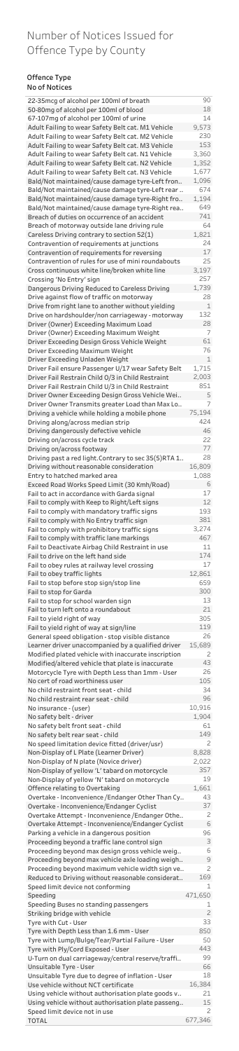# Number of Notices Issued for Offence Type by County

| Offence Type | No of Notices |
|---|---|
| 22-35mcg of alcohol per 100ml of breath | 90 |
| 50-80mg of alcohol per 100ml of blood | 18 |
| 67-107mg of alcohol per 100ml of urine | 14 |
| Adult Failing to wear Safety Belt cat. M1 Vehicle | 9,573 |
| Adult Failing to wear Safety Belt cat. M2 Vehicle | 230 |
| Adult Failing to wear Safety Belt cat. M3 Vehicle | 153 |
| Adult Failing to wear Safety Belt cat. N1 Vehicle | 3,360 |
| Adult Failing to wear Safety Belt cat. N2 Vehicle | 1,352 |
| Adult Failing to wear Safety Belt cat. N3 Vehicle | 1,677 |
| Bald/Not maintained/cause damage tyre-Left fron.. | 1,096 |
| Bald/Not maintained/cause damage tyre-Left rear .. | 674 |
| Bald/Not maintained/cause damage tyre-Right fro.. | 1,194 |
| Bald/Not maintained/cause damage tyre-Right rea.. | 649 |
| Breach of duties on occurrence of an accident | 741 |
| Breach of motorway outside lane driving rule | 64 |
| Careless Driving contrary to section 52(1) | 1,821 |
| Contravention of requirements at junctions | 24 |
| Contravention of requirements for reversing | 17 |
| Contravention of rules for use of mini roundabouts | 25 |
| Cross continuous white line/broken white line | 3,197 |
| Crossing 'No Entry' sign | 257 |
| Dangerous Driving Reduced to Careless Driving | 1,739 |
| Drive against flow of traffic on motorway | 28 |
| Drive from right lane to another without yielding | 1 |
| Drive on hardshoulder/non carriageway - motorway | 132 |
| Driver (Owner) Exceeding Maximum Load | 28 |
| Driver (Owner) Exceeding Maximum Weight | 7 |
| Driver Exceeding Design Gross Vehicle Weight | 61 |
| Driver Exceeding Maximum Weight | 76 |
| Driver Exceeding Unladen Weight | 1 |
| Driver Fail ensure Passenger U/17 wear Safety Belt | 1,715 |
| Driver Fail Restrain Child O/3 in Child Restraint | 2,003 |
| Driver Fail Restrain Child U/3 in Child Restraint | 851 |
| Driver Owner Exceeding Design Gross Vehicle Wei.. | 5 |
| Driver Owner Transmits greater Load than Max Lo.. | 7 |
| Driving a vehicle while holding a mobile phone | 75,194 |
| Driving along/across median strip | 424 |
| Driving dangerously defective vehicle | 46 |
| Driving on/across cycle track | 22 |
| Driving on/across footway | 77 |
| Driving past a red light.Contrary to sec 35(5)RTA 1.. | 28 |
| Driving without reasonable consideration | 16,809 |
| Entry to hatched marked area | 1,088 |
| Exceed Road Works Speed Limit (30 Kmh/Road) | 6 |
| Fail to act in accordance with Garda signal | 17 |
| Fail to comply with Keep to Right/Left signs | 12 |
| Fail to comply with mandatory traffic signs | 193 |
| Fail to comply with No Entry traffic sign | 381 |
| Fail to comply with prohibitory traffic signs | 3,274 |
| Fail to comply with traffic lane markings | 467 |
| Fail to Deactivate Airbag Child Restraint in use | 11 |
| Fail to drive on the left hand side | 174 |
| Fail to obey rules at railway level crossing | 17 |
| Fail to obey traffic lights | 12,861 |
| Fail to stop before stop sign/stop line | 659 |
| Fail to stop for Garda | 300 |
| Fail to stop for school warden sign | 13 |
| Fail to turn left onto a roundabout | 21 |
| Fail to yield right of way | 305 |
| Fail to yield right of way at sign/line | 119 |
| General speed obligation - stop visible distance | 26 |
| Learner driver unaccompanied by a qualified driver | 15,689 |
| Modified plated vehicle with inaccurate inscription | 2 |
| Modified/altered vehicle that plate is inaccurate | 43 |
| Motorcycle Tyre with Depth Less than 1mm - User | 26 |
| No cert of road worthiness user | 105 |
| No child restraint front seat - child | 34 |
| No child restraint rear seat - child | 96 |
| No insurance - (user) | 10,916 |
| No safety belt - driver | 1,904 |
| No safety belt front seat - child | 61 |
| No safety belt rear seat - child | 149 |
| No speed limitation device fitted (driver/usr) | 2 |
| Non-Display of L Plate (Learner Driver) | 8,828 |
| Non-Display of N plate (Novice driver) | 2,022 |
| Non-Display of yellow 'L' tabard on motorcycle | 357 |
| Non-Display of yellow 'N' tabard on motorcycle | 19 |
| Offence relating to Overtaking | 1,661 |
| Overtake - Inconvenience /Endanger Other Than Cy.. | 43 |
| Overtake - Inconvenience/Endanger Cyclist | 37 |
| Overtake Attempt - Inconvenience/Endanger Othe.. | 2 |
| Overtake Attempt - Inconvenience/Endanger Cyclist | 6 |
| Parking a vehicle in a dangerous position | 96 |
| Proceeding beyond a traffic lane control sign | 3 |
| Proceeding beyond max design gross vehicle weig.. | 6 |
| Proceeding beyond max vehicle axle loading weigh.. | 9 |
| Proceeding beyond maximum vehicle width sign ve.. | 2 |
| Reduced to Driving without reasonable considerat.. | 169 |
| Speed limit device not conforming | 1 |
| Speeding | 471,650 |
| Speeding Buses no standing passengers | 1 |
| Striking bridge with vehicle | 2 |
| Tyre with Cut - User | 33 |
| Tyre with Depth Less than 1.6 mm - User | 850 |
| Tyre with Lump/Bulge/Tear/Partial Failure - User | 50 |
| Tyre with Ply/Cord Exposed - User | 443 |
| U-Turn on dual carriageway/central reserve/traffi.. | 99 |
| Unsuitable Tyre - User | 66 |
| Unsuitable Tyre due to degree of inflation - User | 18 |
| Use vehicle without NCT certificate | 16,384 |
| Using vehicle without authorisation plate goods v.. | 21 |
| Using vehicle without authorisation plate passeng.. | 15 |
| Speed limit device not in use | 2 |
| TOTAL | 677,346 |